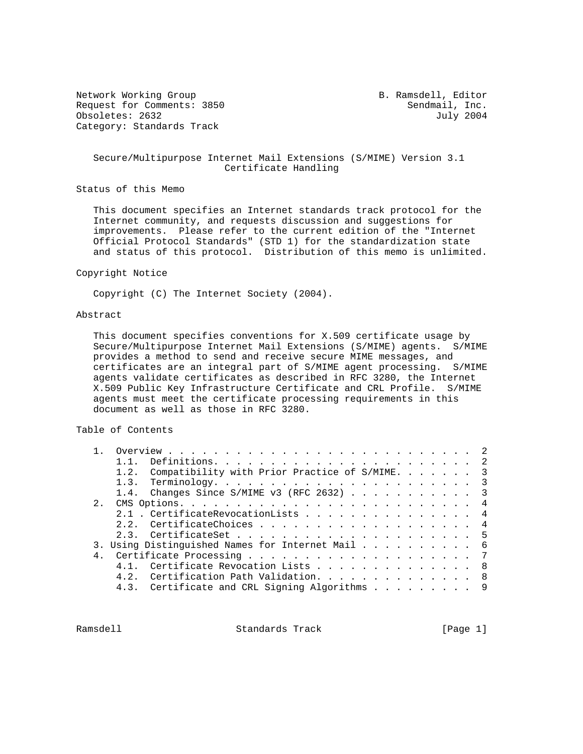Network Working Group B. Ramsdell, Editor
Request for Comments: 3850 Sendmail, Inc.
Obsoletes: 2632 July 2004
Category: Standards Track

# Secure/Multipurpose Internet Mail Extensions (S/MIME) Version 3.1 Certificate Handling

## Status of this Memo

This document specifies an Internet standards track protocol for the Internet community, and requests discussion and suggestions for improvements. Please refer to the current edition of the "Internet Official Protocol Standards" (STD 1) for the standardization state and status of this protocol. Distribution of this memo is unlimited.

## Copyright Notice

Copyright (C) The Internet Society (2004).

## Abstract

This document specifies conventions for X.509 certificate usage by Secure/Multipurpose Internet Mail Extensions (S/MIME) agents. S/MIME provides a method to send and receive secure MIME messages, and certificates are an integral part of S/MIME agent processing. S/MIME agents validate certificates as described in RFC 3280, the Internet X.509 Public Key Infrastructure Certificate and CRL Profile. S/MIME agents must meet the certificate processing requirements in this document as well as those in RFC 3280.

## Table of Contents

```
   1.  Overview . . . . . . . . . . . . . . . . . . . . . . . . . . .  2
       1.1.  Definitions. . . . . . . . . . . . . . . . . . . . . . .  2
       1.2.  Compatibility with Prior Practice of S/MIME. . . . . . .  3
       1.3.  Terminology. . . . . . . . . . . . . . . . . . . . . . .  3
       1.4.  Changes Since S/MIME v3 (RFC 2632) . . . . . . . . . . .  3
   2.  CMS Options. . . . . . . . . . . . . . . . . . . . . . . . . .  4
       2.1 . CertificateRevocationLists . . . . . . . . . . . . . . .  4
       2.2.  CertificateChoices . . . . . . . . . . . . . . . . . . .  4
       2.3.  CertificateSet . . . . . . . . . . . . . . . . . . . . .  5
   3. Using Distinguished Names for Internet Mail . . . . . . . . . .  6
   4.  Certificate Processing . . . . . . . . . . . . . . . . . . . .  7
       4.1.  Certificate Revocation Lists . . . . . . . . . . . . . .  8
       4.2.  Certification Path Validation. . . . . . . . . . . . . .  8
       4.3.  Certificate and CRL Signing Algorithms . . . . . . . . .  9
```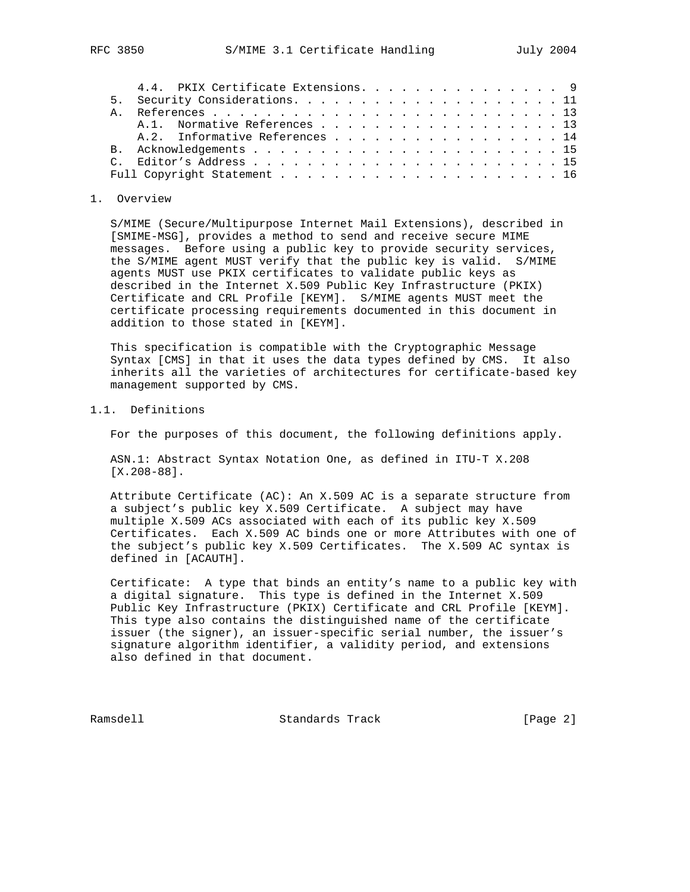4.4. PKIX Certificate Extensions. . . . . . . . . . . . . . . . 9
5. Security Considerations. . . . . . . . . . . . . . . . . . . . . 11
A. References . . . . . . . . . . . . . . . . . . . . . . . . . . 13
   A.1. Normative References . . . . . . . . . . . . . . . . . . . 13
   A.2. Informative References . . . . . . . . . . . . . . . . . . 14
B. Acknowledgements . . . . . . . . . . . . . . . . . . . . . . . 15
C. Editor's Address . . . . . . . . . . . . . . . . . . . . . . . 15
Full Copyright Statement . . . . . . . . . . . . . . . . . . . . . 16

## 1. Overview

S/MIME (Secure/Multipurpose Internet Mail Extensions), described in [SMIME-MSG], provides a method to send and receive secure MIME messages. Before using a public key to provide security services, the S/MIME agent MUST verify that the public key is valid. S/MIME agents MUST use PKIX certificates to validate public keys as described in the Internet X.509 Public Key Infrastructure (PKIX) Certificate and CRL Profile [KEYM]. S/MIME agents MUST meet the certificate processing requirements documented in this document in addition to those stated in [KEYM].

This specification is compatible with the Cryptographic Message Syntax [CMS] in that it uses the data types defined by CMS. It also inherits all the varieties of architectures for certificate-based key management supported by CMS.

### 1.1. Definitions

For the purposes of this document, the following definitions apply.

ASN.1: Abstract Syntax Notation One, as defined in ITU-T X.208 [X.208-88].

Attribute Certificate (AC): An X.509 AC is a separate structure from a subject's public key X.509 Certificate. A subject may have multiple X.509 ACs associated with each of its public key X.509 Certificates. Each X.509 AC binds one or more Attributes with one of the subject's public key X.509 Certificates. The X.509 AC syntax is defined in [ACAUTH].

Certificate: A type that binds an entity's name to a public key with a digital signature. This type is defined in the Internet X.509 Public Key Infrastructure (PKIX) Certificate and CRL Profile [KEYM]. This type also contains the distinguished name of the certificate issuer (the signer), an issuer-specific serial number, the issuer's signature algorithm identifier, a validity period, and extensions also defined in that document.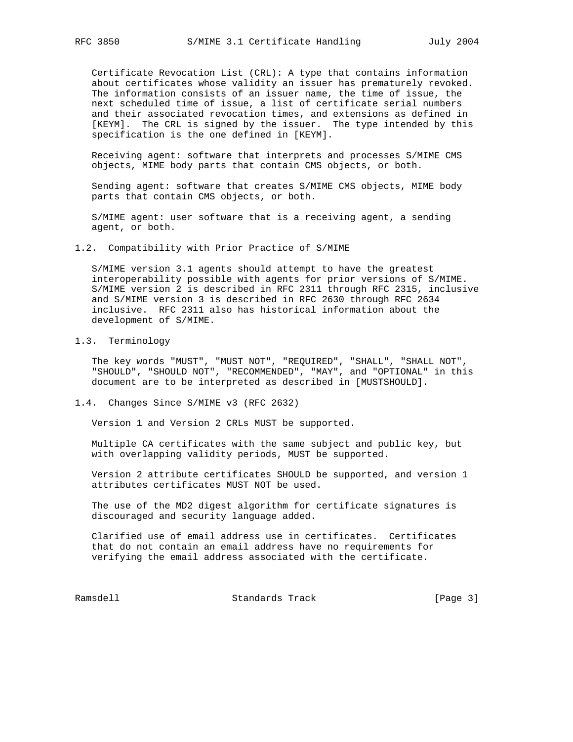Certificate Revocation List (CRL): A type that contains information about certificates whose validity an issuer has prematurely revoked. The information consists of an issuer name, the time of issue, the next scheduled time of issue, a list of certificate serial numbers and their associated revocation times, and extensions as defined in [KEYM]. The CRL is signed by the issuer. The type intended by this specification is the one defined in [KEYM].

Receiving agent: software that interprets and processes S/MIME CMS objects, MIME body parts that contain CMS objects, or both.

Sending agent: software that creates S/MIME CMS objects, MIME body parts that contain CMS objects, or both.

S/MIME agent: user software that is a receiving agent, a sending agent, or both.

## 1.2. Compatibility with Prior Practice of S/MIME

S/MIME version 3.1 agents should attempt to have the greatest interoperability possible with agents for prior versions of S/MIME. S/MIME version 2 is described in RFC 2311 through RFC 2315, inclusive and S/MIME version 3 is described in RFC 2630 through RFC 2634 inclusive. RFC 2311 also has historical information about the development of S/MIME.

## 1.3. Terminology

The key words "MUST", "MUST NOT", "REQUIRED", "SHALL", "SHALL NOT", "SHOULD", "SHOULD NOT", "RECOMMENDED", "MAY", and "OPTIONAL" in this document are to be interpreted as described in [MUSTSHOULD].

## 1.4. Changes Since S/MIME v3 (RFC 2632)

Version 1 and Version 2 CRLs MUST be supported.

Multiple CA certificates with the same subject and public key, but with overlapping validity periods, MUST be supported.

Version 2 attribute certificates SHOULD be supported, and version 1 attributes certificates MUST NOT be used.

The use of the MD2 digest algorithm for certificate signatures is discouraged and security language added.

Clarified use of email address use in certificates. Certificates that do not contain an email address have no requirements for verifying the email address associated with the certificate.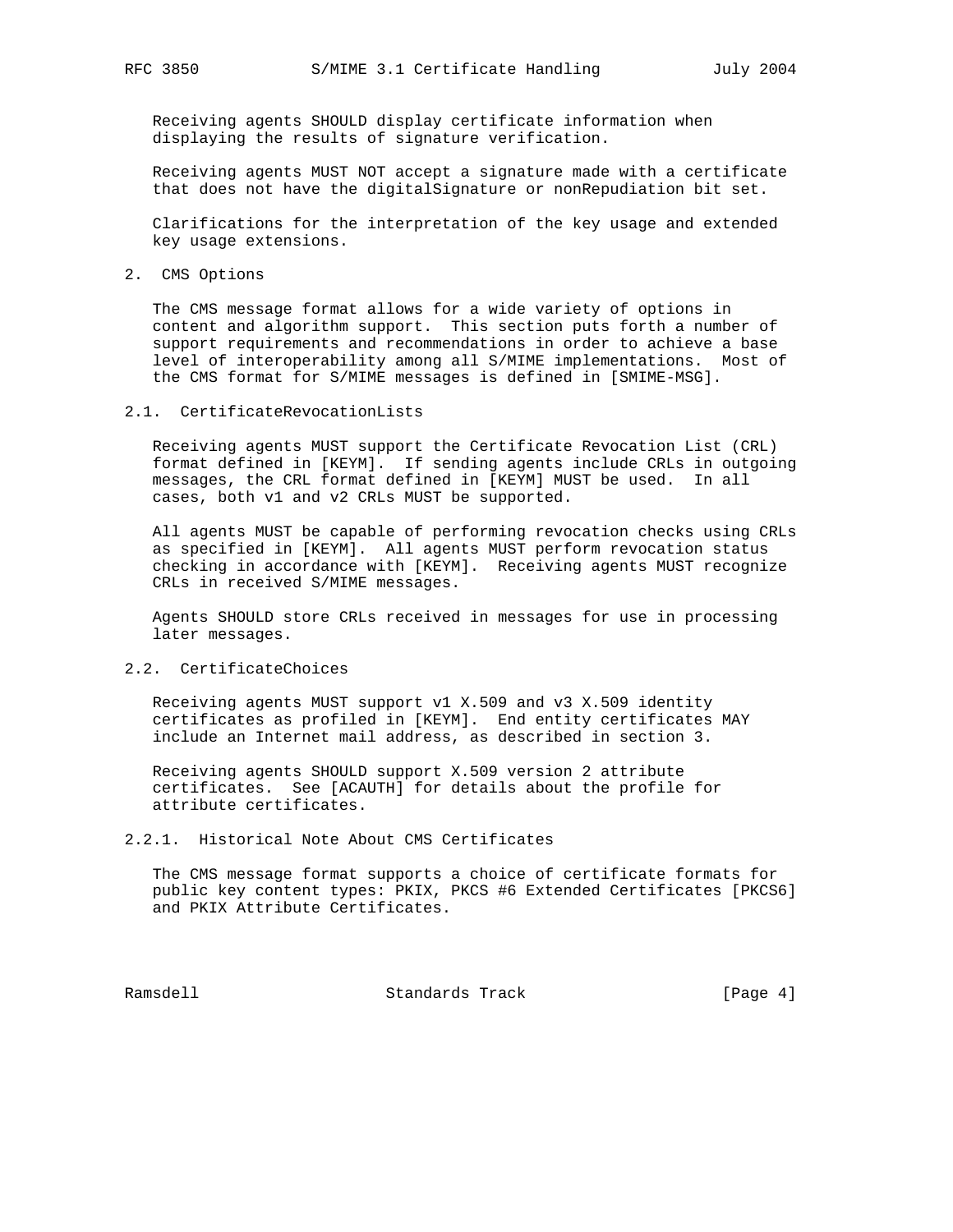Receiving agents SHOULD display certificate information when displaying the results of signature verification.

Receiving agents MUST NOT accept a signature made with a certificate that does not have the digitalSignature or nonRepudiation bit set.

Clarifications for the interpretation of the key usage and extended key usage extensions.

## 2. CMS Options

The CMS message format allows for a wide variety of options in content and algorithm support. This section puts forth a number of support requirements and recommendations in order to achieve a base level of interoperability among all S/MIME implementations. Most of the CMS format for S/MIME messages is defined in [SMIME-MSG].

### 2.1. CertificateRevocationLists

Receiving agents MUST support the Certificate Revocation List (CRL) format defined in [KEYM]. If sending agents include CRLs in outgoing messages, the CRL format defined in [KEYM] MUST be used. In all cases, both v1 and v2 CRLs MUST be supported.

All agents MUST be capable of performing revocation checks using CRLs as specified in [KEYM]. All agents MUST perform revocation status checking in accordance with [KEYM]. Receiving agents MUST recognize CRLs in received S/MIME messages.

Agents SHOULD store CRLs received in messages for use in processing later messages.

### 2.2. CertificateChoices

Receiving agents MUST support v1 X.509 and v3 X.509 identity certificates as profiled in [KEYM]. End entity certificates MAY include an Internet mail address, as described in section 3.

Receiving agents SHOULD support X.509 version 2 attribute certificates. See [ACAUTH] for details about the profile for attribute certificates.

#### 2.2.1. Historical Note About CMS Certificates

The CMS message format supports a choice of certificate formats for public key content types: PKIX, PKCS #6 Extended Certificates [PKCS6] and PKIX Attribute Certificates.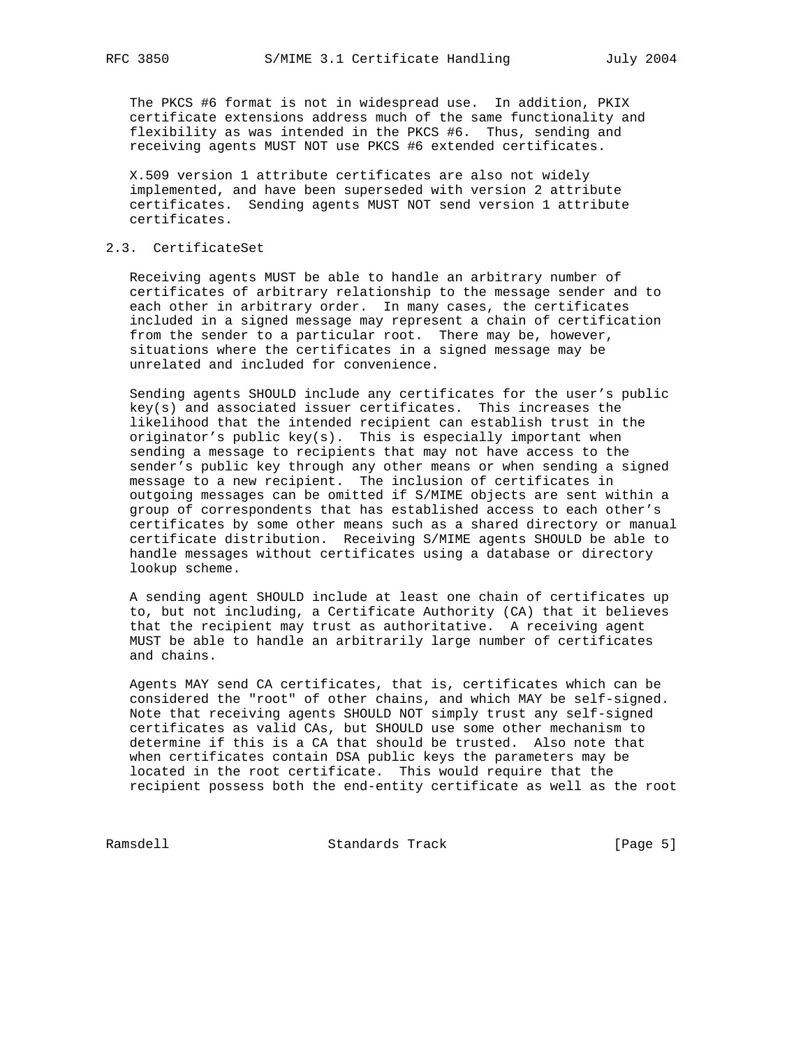The PKCS #6 format is not in widespread use. In addition, PKIX certificate extensions address much of the same functionality and flexibility as was intended in the PKCS #6. Thus, sending and receiving agents MUST NOT use PKCS #6 extended certificates.

X.509 version 1 attribute certificates are also not widely implemented, and have been superseded with version 2 attribute certificates. Sending agents MUST NOT send version 1 attribute certificates.

## 2.3. CertificateSet

Receiving agents MUST be able to handle an arbitrary number of certificates of arbitrary relationship to the message sender and to each other in arbitrary order. In many cases, the certificates included in a signed message may represent a chain of certification from the sender to a particular root. There may be, however, situations where the certificates in a signed message may be unrelated and included for convenience.

Sending agents SHOULD include any certificates for the user's public key(s) and associated issuer certificates. This increases the likelihood that the intended recipient can establish trust in the originator's public key(s). This is especially important when sending a message to recipients that may not have access to the sender's public key through any other means or when sending a signed message to a new recipient. The inclusion of certificates in outgoing messages can be omitted if S/MIME objects are sent within a group of correspondents that has established access to each other's certificates by some other means such as a shared directory or manual certificate distribution. Receiving S/MIME agents SHOULD be able to handle messages without certificates using a database or directory lookup scheme.

A sending agent SHOULD include at least one chain of certificates up to, but not including, a Certificate Authority (CA) that it believes that the recipient may trust as authoritative. A receiving agent MUST be able to handle an arbitrarily large number of certificates and chains.

Agents MAY send CA certificates, that is, certificates which can be considered the "root" of other chains, and which MAY be self-signed. Note that receiving agents SHOULD NOT simply trust any self-signed certificates as valid CAs, but SHOULD use some other mechanism to determine if this is a CA that should be trusted. Also note that when certificates contain DSA public keys the parameters may be located in the root certificate. This would require that the recipient possess both the end-entity certificate as well as the root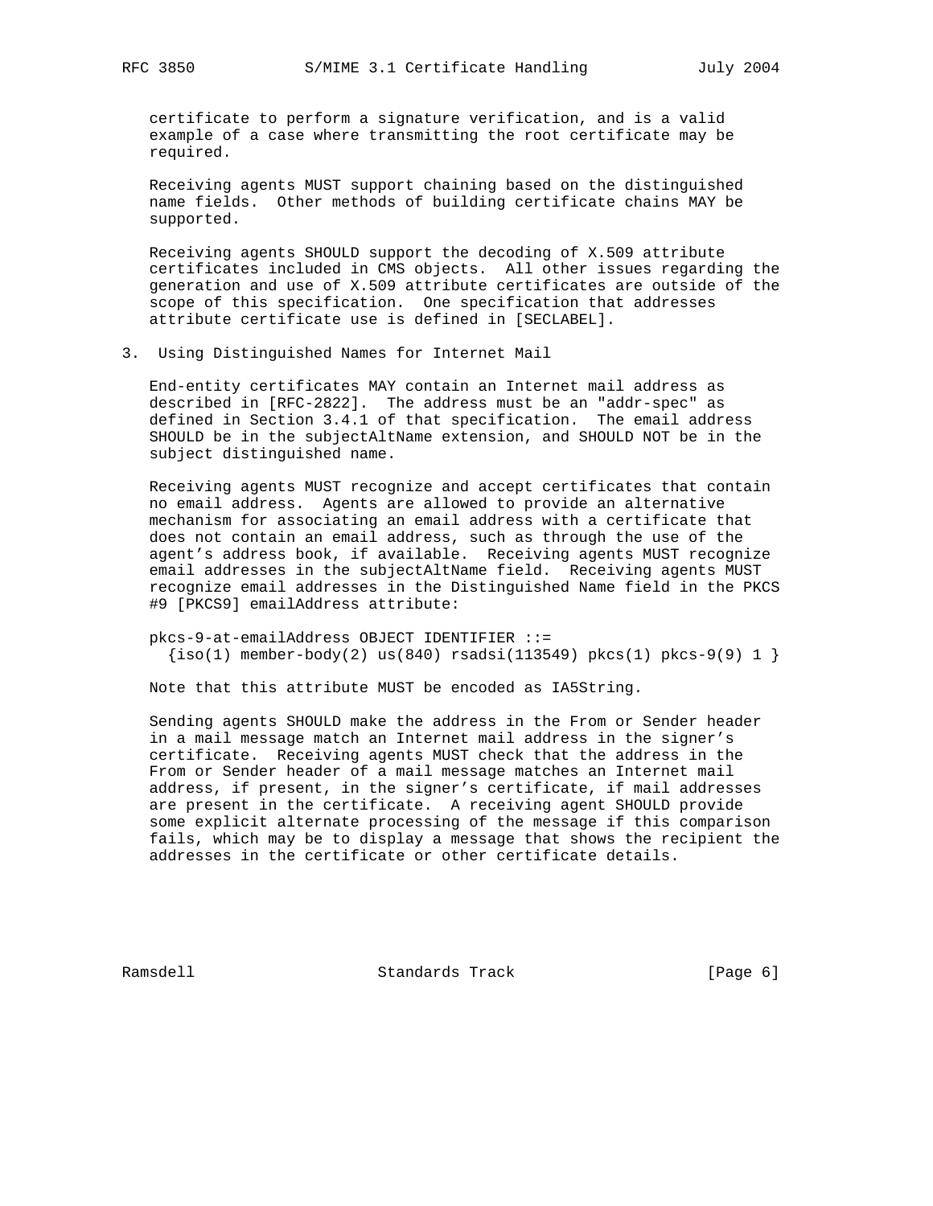certificate to perform a signature verification, and is a valid example of a case where transmitting the root certificate may be required.

Receiving agents MUST support chaining based on the distinguished name fields. Other methods of building certificate chains MAY be supported.

Receiving agents SHOULD support the decoding of X.509 attribute certificates included in CMS objects. All other issues regarding the generation and use of X.509 attribute certificates are outside of the scope of this specification. One specification that addresses attribute certificate use is defined in [SECLABEL].

## 3. Using Distinguished Names for Internet Mail

End-entity certificates MAY contain an Internet mail address as described in [RFC-2822]. The address must be an "addr-spec" as defined in Section 3.4.1 of that specification. The email address SHOULD be in the subjectAltName extension, and SHOULD NOT be in the subject distinguished name.

Receiving agents MUST recognize and accept certificates that contain no email address. Agents are allowed to provide an alternative mechanism for associating an email address with a certificate that does not contain an email address, such as through the use of the agent's address book, if available. Receiving agents MUST recognize email addresses in the subjectAltName field. Receiving agents MUST recognize email addresses in the Distinguished Name field in the PKCS #9 [PKCS9] emailAddress attribute:

```
pkcs-9-at-emailAddress OBJECT IDENTIFIER ::=
  {iso(1) member-body(2) us(840) rsadsi(113549) pkcs(1) pkcs-9(9) 1 }
```

Note that this attribute MUST be encoded as IA5String.

Sending agents SHOULD make the address in the From or Sender header in a mail message match an Internet mail address in the signer's certificate. Receiving agents MUST check that the address in the From or Sender header of a mail message matches an Internet mail address, if present, in the signer's certificate, if mail addresses are present in the certificate. A receiving agent SHOULD provide some explicit alternate processing of the message if this comparison fails, which may be to display a message that shows the recipient the addresses in the certificate or other certificate details.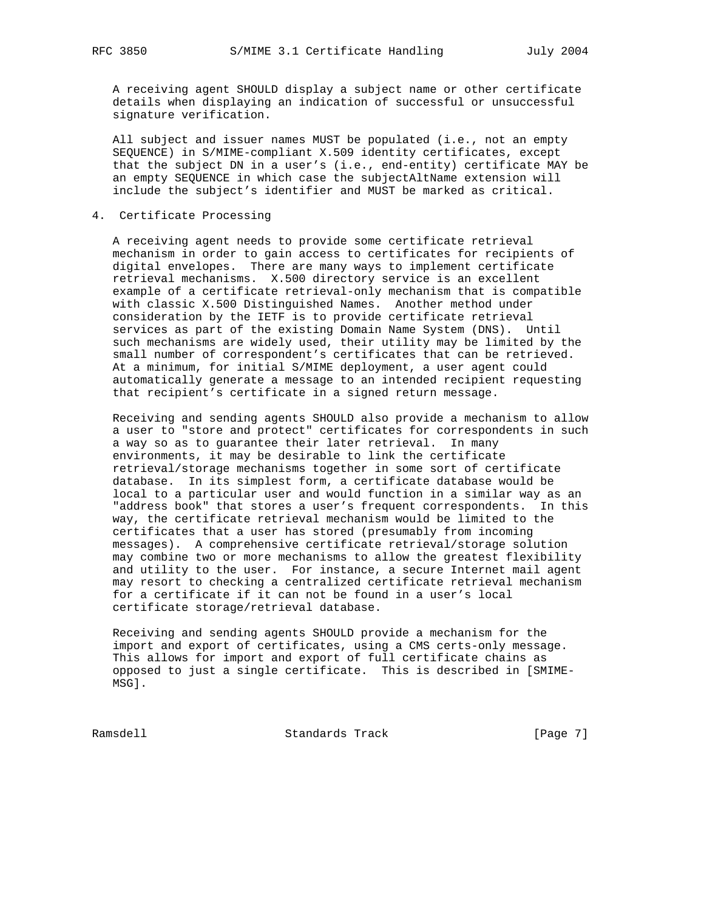A receiving agent SHOULD display a subject name or other certificate details when displaying an indication of successful or unsuccessful signature verification.

All subject and issuer names MUST be populated (i.e., not an empty SEQUENCE) in S/MIME-compliant X.509 identity certificates, except that the subject DN in a user's (i.e., end-entity) certificate MAY be an empty SEQUENCE in which case the subjectAltName extension will include the subject's identifier and MUST be marked as critical.

## 4. Certificate Processing

A receiving agent needs to provide some certificate retrieval mechanism in order to gain access to certificates for recipients of digital envelopes. There are many ways to implement certificate retrieval mechanisms. X.500 directory service is an excellent example of a certificate retrieval-only mechanism that is compatible with classic X.500 Distinguished Names. Another method under consideration by the IETF is to provide certificate retrieval services as part of the existing Domain Name System (DNS). Until such mechanisms are widely used, their utility may be limited by the small number of correspondent's certificates that can be retrieved. At a minimum, for initial S/MIME deployment, a user agent could automatically generate a message to an intended recipient requesting that recipient's certificate in a signed return message.

Receiving and sending agents SHOULD also provide a mechanism to allow a user to "store and protect" certificates for correspondents in such a way so as to guarantee their later retrieval. In many environments, it may be desirable to link the certificate retrieval/storage mechanisms together in some sort of certificate database. In its simplest form, a certificate database would be local to a particular user and would function in a similar way as an "address book" that stores a user's frequent correspondents. In this way, the certificate retrieval mechanism would be limited to the certificates that a user has stored (presumably from incoming messages). A comprehensive certificate retrieval/storage solution may combine two or more mechanisms to allow the greatest flexibility and utility to the user. For instance, a secure Internet mail agent may resort to checking a centralized certificate retrieval mechanism for a certificate if it can not be found in a user's local certificate storage/retrieval database.

Receiving and sending agents SHOULD provide a mechanism for the import and export of certificates, using a CMS certs-only message. This allows for import and export of full certificate chains as opposed to just a single certificate. This is described in [SMIME-MSG].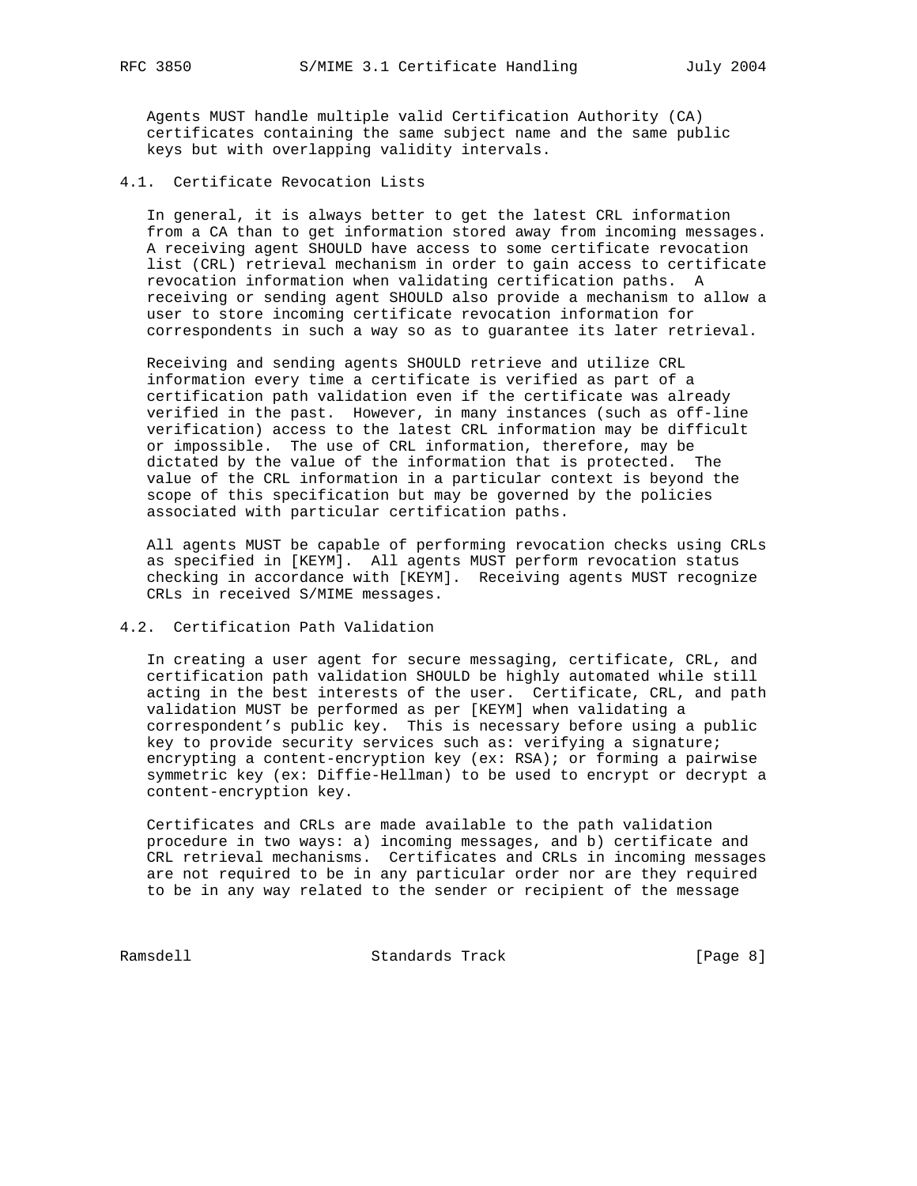Agents MUST handle multiple valid Certification Authority (CA) certificates containing the same subject name and the same public keys but with overlapping validity intervals.

### 4.1. Certificate Revocation Lists

In general, it is always better to get the latest CRL information from a CA than to get information stored away from incoming messages. A receiving agent SHOULD have access to some certificate revocation list (CRL) retrieval mechanism in order to gain access to certificate revocation information when validating certification paths. A receiving or sending agent SHOULD also provide a mechanism to allow a user to store incoming certificate revocation information for correspondents in such a way so as to guarantee its later retrieval.

Receiving and sending agents SHOULD retrieve and utilize CRL information every time a certificate is verified as part of a certification path validation even if the certificate was already verified in the past. However, in many instances (such as off-line verification) access to the latest CRL information may be difficult or impossible. The use of CRL information, therefore, may be dictated by the value of the information that is protected. The value of the CRL information in a particular context is beyond the scope of this specification but may be governed by the policies associated with particular certification paths.

All agents MUST be capable of performing revocation checks using CRLs as specified in [KEYM]. All agents MUST perform revocation status checking in accordance with [KEYM]. Receiving agents MUST recognize CRLs in received S/MIME messages.

### 4.2. Certification Path Validation

In creating a user agent for secure messaging, certificate, CRL, and certification path validation SHOULD be highly automated while still acting in the best interests of the user. Certificate, CRL, and path validation MUST be performed as per [KEYM] when validating a correspondent's public key. This is necessary before using a public key to provide security services such as: verifying a signature; encrypting a content-encryption key (ex: RSA); or forming a pairwise symmetric key (ex: Diffie-Hellman) to be used to encrypt or decrypt a content-encryption key.

Certificates and CRLs are made available to the path validation procedure in two ways: a) incoming messages, and b) certificate and CRL retrieval mechanisms. Certificates and CRLs in incoming messages are not required to be in any particular order nor are they required to be in any way related to the sender or recipient of the message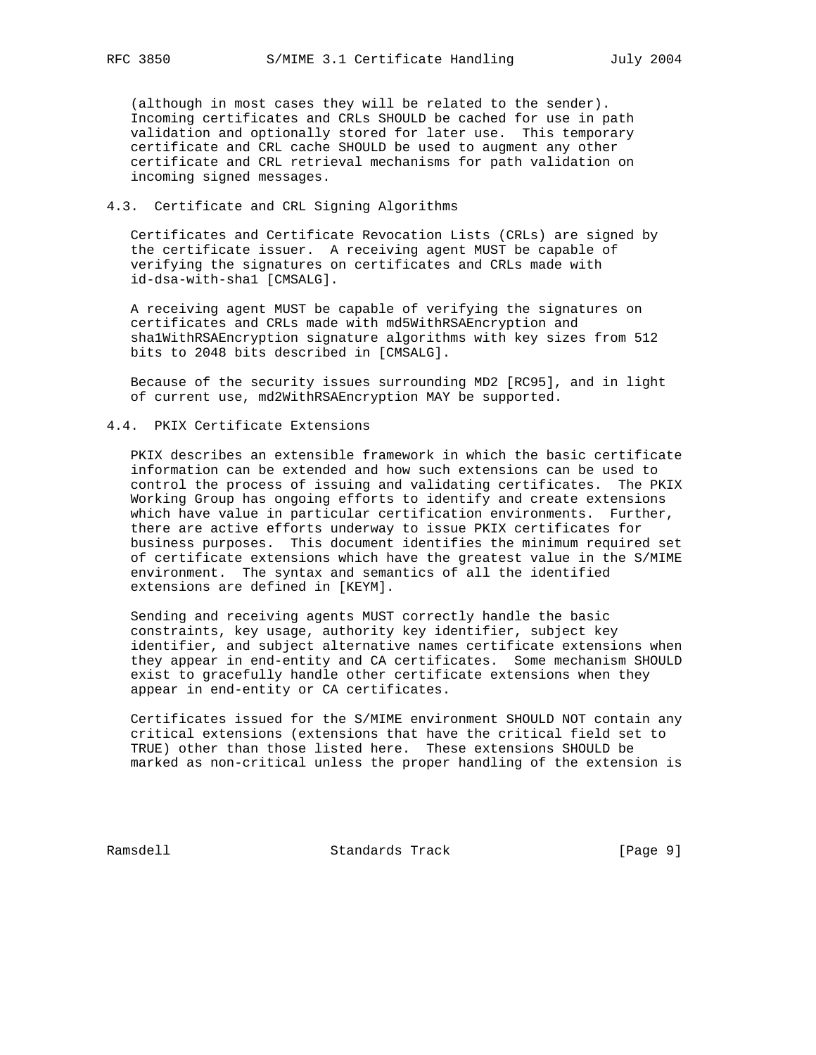(although in most cases they will be related to the sender). Incoming certificates and CRLs SHOULD be cached for use in path validation and optionally stored for later use. This temporary certificate and CRL cache SHOULD be used to augment any other certificate and CRL retrieval mechanisms for path validation on incoming signed messages.

## 4.3. Certificate and CRL Signing Algorithms

Certificates and Certificate Revocation Lists (CRLs) are signed by the certificate issuer. A receiving agent MUST be capable of verifying the signatures on certificates and CRLs made with id-dsa-with-sha1 [CMSALG].

A receiving agent MUST be capable of verifying the signatures on certificates and CRLs made with md5WithRSAEncryption and sha1WithRSAEncryption signature algorithms with key sizes from 512 bits to 2048 bits described in [CMSALG].

Because of the security issues surrounding MD2 [RC95], and in light of current use, md2WithRSAEncryption MAY be supported.

## 4.4. PKIX Certificate Extensions

PKIX describes an extensible framework in which the basic certificate information can be extended and how such extensions can be used to control the process of issuing and validating certificates. The PKIX Working Group has ongoing efforts to identify and create extensions which have value in particular certification environments. Further, there are active efforts underway to issue PKIX certificates for business purposes. This document identifies the minimum required set of certificate extensions which have the greatest value in the S/MIME environment. The syntax and semantics of all the identified extensions are defined in [KEYM].

Sending and receiving agents MUST correctly handle the basic constraints, key usage, authority key identifier, subject key identifier, and subject alternative names certificate extensions when they appear in end-entity and CA certificates. Some mechanism SHOULD exist to gracefully handle other certificate extensions when they appear in end-entity or CA certificates.

Certificates issued for the S/MIME environment SHOULD NOT contain any critical extensions (extensions that have the critical field set to TRUE) other than those listed here. These extensions SHOULD be marked as non-critical unless the proper handling of the extension is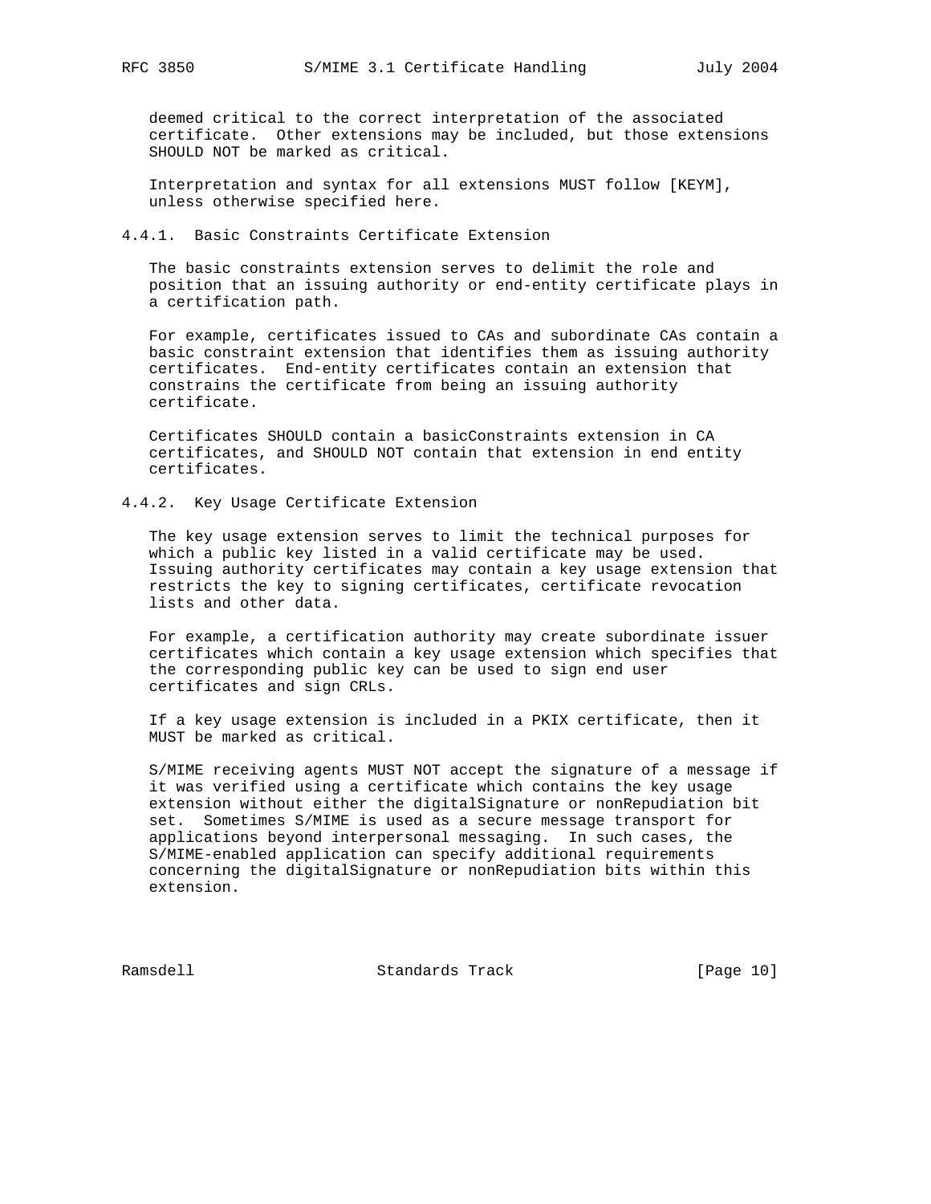deemed critical to the correct interpretation of the associated certificate. Other extensions may be included, but those extensions SHOULD NOT be marked as critical.

Interpretation and syntax for all extensions MUST follow [KEYM], unless otherwise specified here.

### 4.4.1. Basic Constraints Certificate Extension

The basic constraints extension serves to delimit the role and position that an issuing authority or end-entity certificate plays in a certification path.

For example, certificates issued to CAs and subordinate CAs contain a basic constraint extension that identifies them as issuing authority certificates. End-entity certificates contain an extension that constrains the certificate from being an issuing authority certificate.

Certificates SHOULD contain a basicConstraints extension in CA certificates, and SHOULD NOT contain that extension in end entity certificates.

### 4.4.2. Key Usage Certificate Extension

The key usage extension serves to limit the technical purposes for which a public key listed in a valid certificate may be used. Issuing authority certificates may contain a key usage extension that restricts the key to signing certificates, certificate revocation lists and other data.

For example, a certification authority may create subordinate issuer certificates which contain a key usage extension which specifies that the corresponding public key can be used to sign end user certificates and sign CRLs.

If a key usage extension is included in a PKIX certificate, then it MUST be marked as critical.

S/MIME receiving agents MUST NOT accept the signature of a message if it was verified using a certificate which contains the key usage extension without either the digitalSignature or nonRepudiation bit set. Sometimes S/MIME is used as a secure message transport for applications beyond interpersonal messaging. In such cases, the S/MIME-enabled application can specify additional requirements concerning the digitalSignature or nonRepudiation bits within this extension.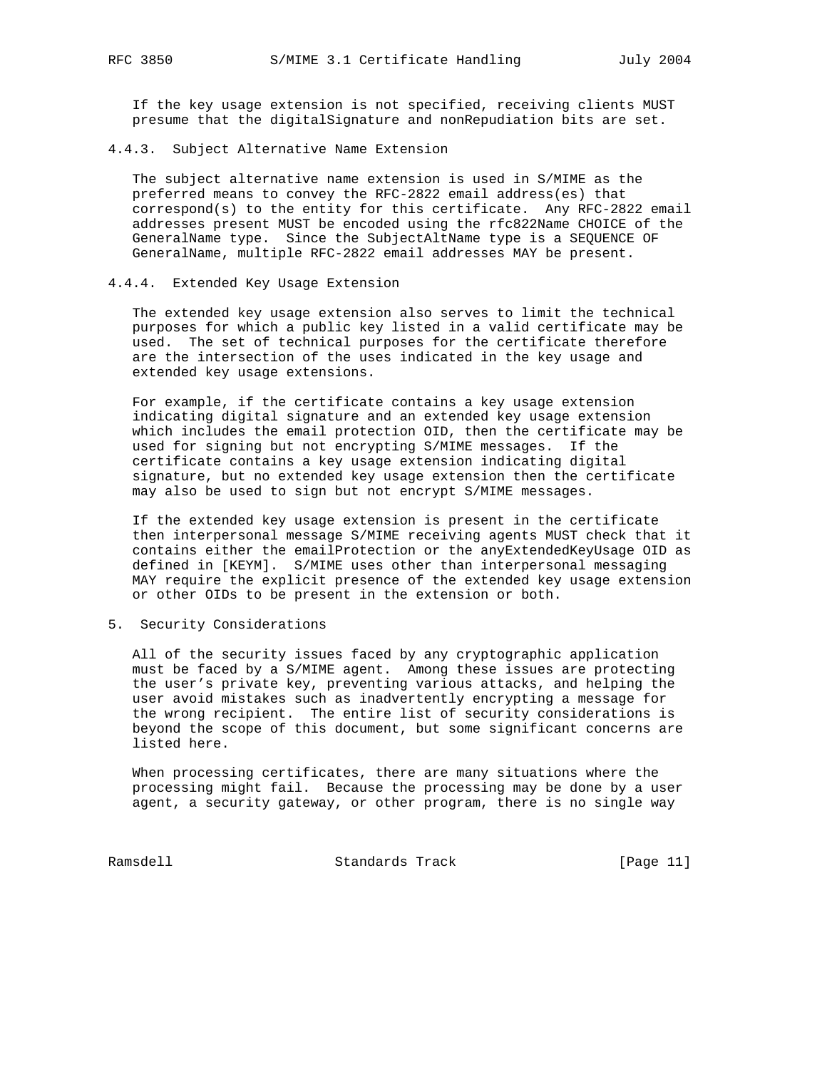If the key usage extension is not specified, receiving clients MUST presume that the digitalSignature and nonRepudiation bits are set.

#### 4.4.3. Subject Alternative Name Extension

The subject alternative name extension is used in S/MIME as the preferred means to convey the RFC-2822 email address(es) that correspond(s) to the entity for this certificate. Any RFC-2822 email addresses present MUST be encoded using the rfc822Name CHOICE of the GeneralName type. Since the SubjectAltName type is a SEQUENCE OF GeneralName, multiple RFC-2822 email addresses MAY be present.

#### 4.4.4. Extended Key Usage Extension

The extended key usage extension also serves to limit the technical purposes for which a public key listed in a valid certificate may be used. The set of technical purposes for the certificate therefore are the intersection of the uses indicated in the key usage and extended key usage extensions.

For example, if the certificate contains a key usage extension indicating digital signature and an extended key usage extension which includes the email protection OID, then the certificate may be used for signing but not encrypting S/MIME messages. If the certificate contains a key usage extension indicating digital signature, but no extended key usage extension then the certificate may also be used to sign but not encrypt S/MIME messages.

If the extended key usage extension is present in the certificate then interpersonal message S/MIME receiving agents MUST check that it contains either the emailProtection or the anyExtendedKeyUsage OID as defined in [KEYM]. S/MIME uses other than interpersonal messaging MAY require the explicit presence of the extended key usage extension or other OIDs to be present in the extension or both.

## 5. Security Considerations

All of the security issues faced by any cryptographic application must be faced by a S/MIME agent. Among these issues are protecting the user's private key, preventing various attacks, and helping the user avoid mistakes such as inadvertently encrypting a message for the wrong recipient. The entire list of security considerations is beyond the scope of this document, but some significant concerns are listed here.

When processing certificates, there are many situations where the processing might fail. Because the processing may be done by a user agent, a security gateway, or other program, there is no single way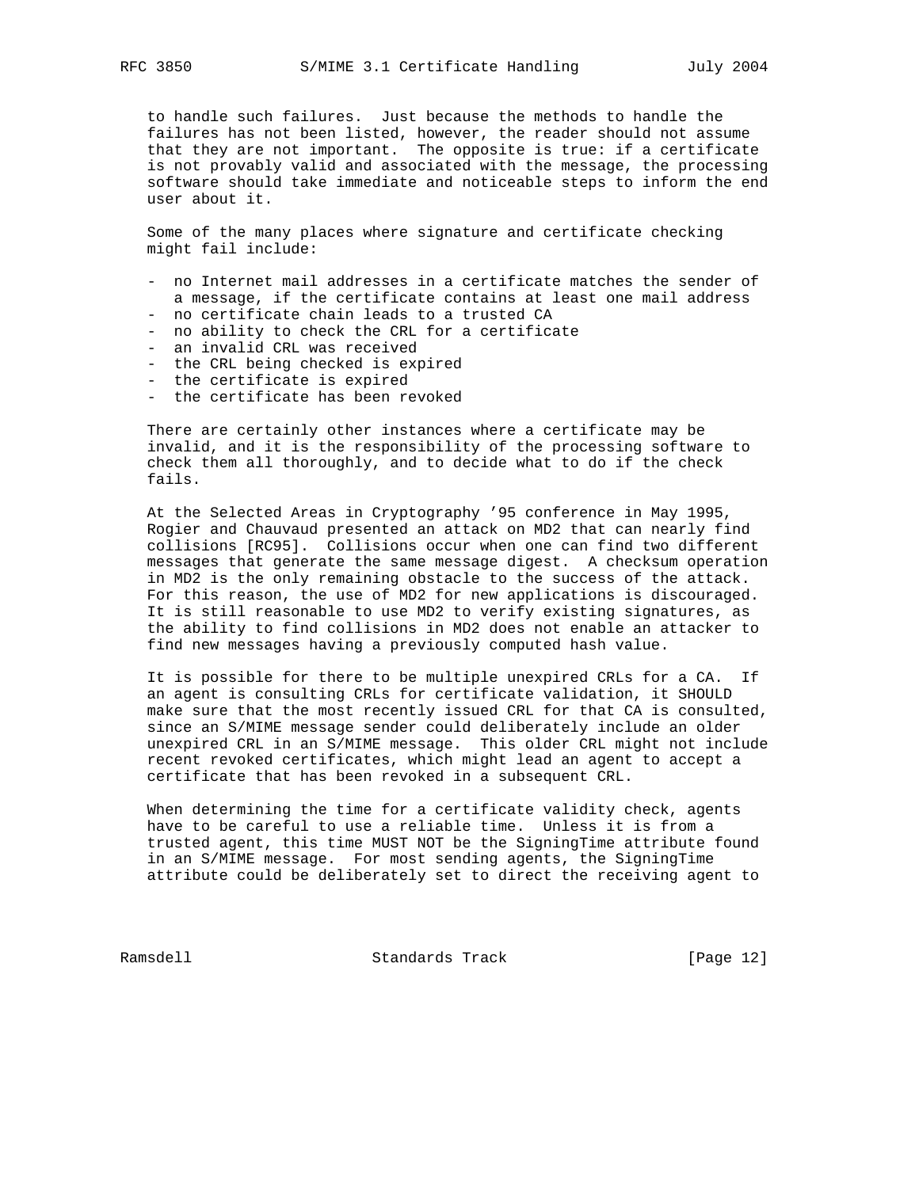to handle such failures. Just because the methods to handle the failures has not been listed, however, the reader should not assume that they are not important. The opposite is true: if a certificate is not provably valid and associated with the message, the processing software should take immediate and noticeable steps to inform the end user about it.

Some of the many places where signature and certificate checking might fail include:

- no Internet mail addresses in a certificate matches the sender of a message, if the certificate contains at least one mail address
- no certificate chain leads to a trusted CA
- no ability to check the CRL for a certificate
- an invalid CRL was received
- the CRL being checked is expired
- the certificate is expired
- the certificate has been revoked

There are certainly other instances where a certificate may be invalid, and it is the responsibility of the processing software to check them all thoroughly, and to decide what to do if the check fails.

At the Selected Areas in Cryptography '95 conference in May 1995, Rogier and Chauvaud presented an attack on MD2 that can nearly find collisions [RC95]. Collisions occur when one can find two different messages that generate the same message digest. A checksum operation in MD2 is the only remaining obstacle to the success of the attack. For this reason, the use of MD2 for new applications is discouraged. It is still reasonable to use MD2 to verify existing signatures, as the ability to find collisions in MD2 does not enable an attacker to find new messages having a previously computed hash value.

It is possible for there to be multiple unexpired CRLs for a CA. If an agent is consulting CRLs for certificate validation, it SHOULD make sure that the most recently issued CRL for that CA is consulted, since an S/MIME message sender could deliberately include an older unexpired CRL in an S/MIME message. This older CRL might not include recent revoked certificates, which might lead an agent to accept a certificate that has been revoked in a subsequent CRL.

When determining the time for a certificate validity check, agents have to be careful to use a reliable time. Unless it is from a trusted agent, this time MUST NOT be the SigningTime attribute found in an S/MIME message. For most sending agents, the SigningTime attribute could be deliberately set to direct the receiving agent to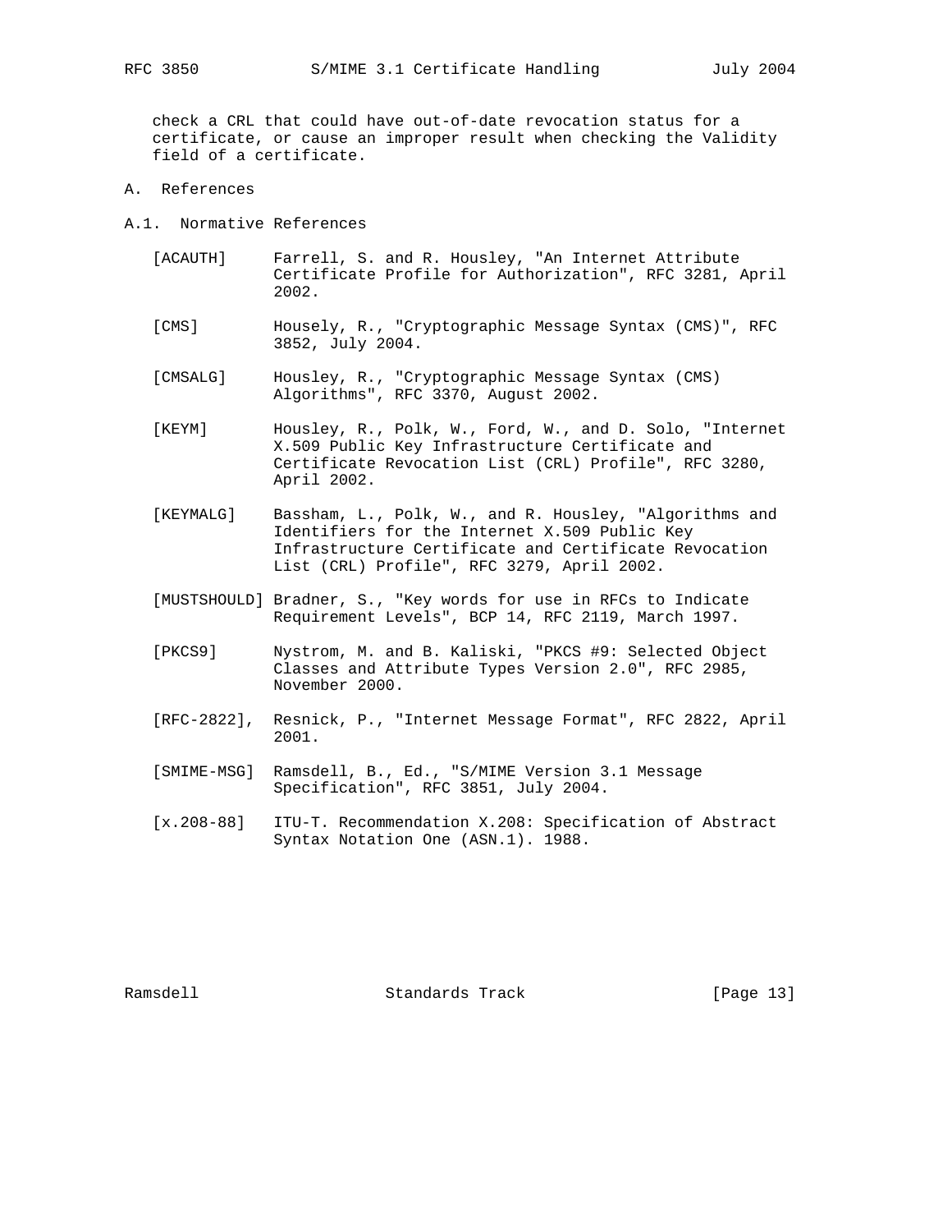check a CRL that could have out-of-date revocation status for a certificate, or cause an improper result when checking the Validity field of a certificate.

# A. References

## A.1. Normative References

[ACAUTH] Farrell, S. and R. Housley, "An Internet Attribute Certificate Profile for Authorization", RFC 3281, April 2002.

[CMS] Housely, R., "Cryptographic Message Syntax (CMS)", RFC 3852, July 2004.

[CMSALG] Housley, R., "Cryptographic Message Syntax (CMS) Algorithms", RFC 3370, August 2002.

[KEYM] Housley, R., Polk, W., Ford, W., and D. Solo, "Internet X.509 Public Key Infrastructure Certificate and Certificate Revocation List (CRL) Profile", RFC 3280, April 2002.

[KEYMALG] Bassham, L., Polk, W., and R. Housley, "Algorithms and Identifiers for the Internet X.509 Public Key Infrastructure Certificate and Certificate Revocation List (CRL) Profile", RFC 3279, April 2002.

[MUSTSHOULD] Bradner, S., "Key words for use in RFCs to Indicate Requirement Levels", BCP 14, RFC 2119, March 1997.

[PKCS9] Nystrom, M. and B. Kaliski, "PKCS #9: Selected Object Classes and Attribute Types Version 2.0", RFC 2985, November 2000.

[RFC-2822], Resnick, P., "Internet Message Format", RFC 2822, April 2001.

[SMIME-MSG] Ramsdell, B., Ed., "S/MIME Version 3.1 Message Specification", RFC 3851, July 2004.

[x.208-88] ITU-T. Recommendation X.208: Specification of Abstract Syntax Notation One (ASN.1). 1988.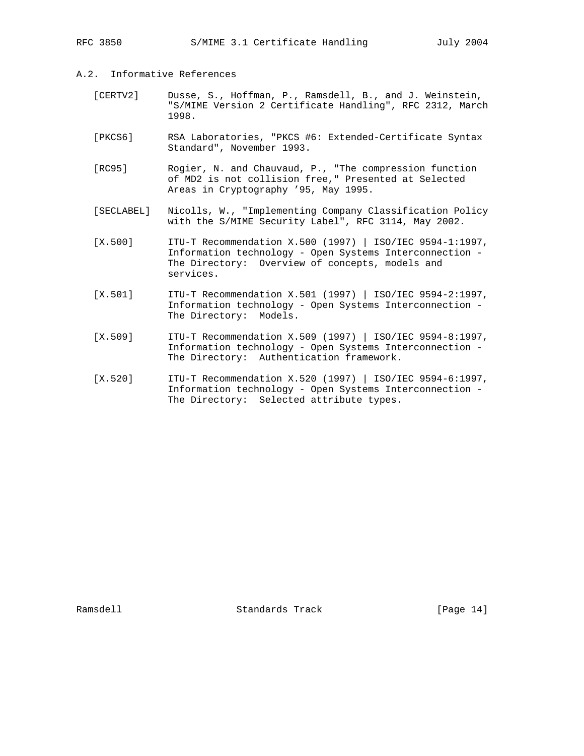## A.2. Informative References

[CERTV2] Dusse, S., Hoffman, P., Ramsdell, B., and J. Weinstein, "S/MIME Version 2 Certificate Handling", RFC 2312, March 1998.

[PKCS6] RSA Laboratories, "PKCS #6: Extended-Certificate Syntax Standard", November 1993.

[RC95] Rogier, N. and Chauvaud, P., "The compression function of MD2 is not collision free," Presented at Selected Areas in Cryptography ’95, May 1995.

[SECLABEL] Nicolls, W., "Implementing Company Classification Policy with the S/MIME Security Label", RFC 3114, May 2002.

[X.500] ITU-T Recommendation X.500 (1997) | ISO/IEC 9594-1:1997, Information technology - Open Systems Interconnection - The Directory: Overview of concepts, models and services.

[X.501] ITU-T Recommendation X.501 (1997) | ISO/IEC 9594-2:1997, Information technology - Open Systems Interconnection - The Directory: Models.

[X.509] ITU-T Recommendation X.509 (1997) | ISO/IEC 9594-8:1997, Information technology - Open Systems Interconnection - The Directory: Authentication framework.

[X.520] ITU-T Recommendation X.520 (1997) | ISO/IEC 9594-6:1997, Information technology - Open Systems Interconnection - The Directory: Selected attribute types.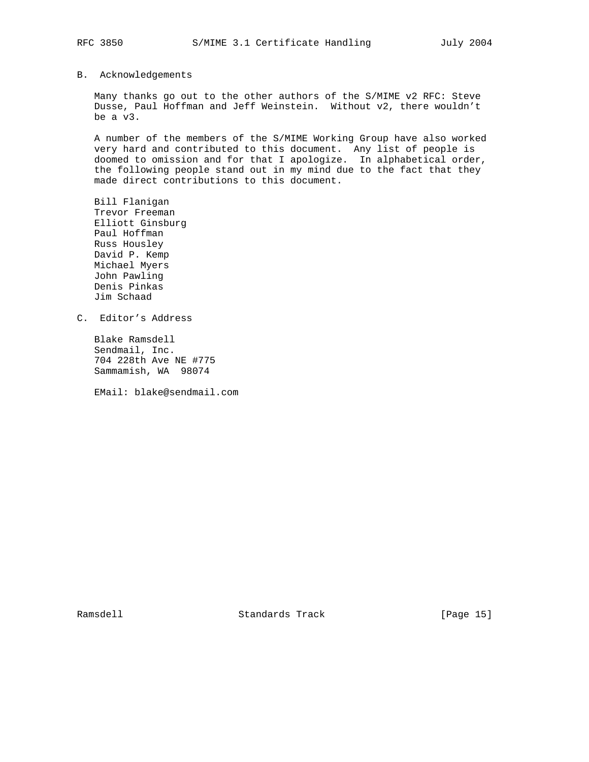## B. Acknowledgements

Many thanks go out to the other authors of the S/MIME v2 RFC: Steve Dusse, Paul Hoffman and Jeff Weinstein. Without v2, there wouldn't be a v3.

A number of the members of the S/MIME Working Group have also worked very hard and contributed to this document. Any list of people is doomed to omission and for that I apologize. In alphabetical order, the following people stand out in my mind due to the fact that they made direct contributions to this document.

Bill Flanigan  
Trevor Freeman  
Elliott Ginsburg  
Paul Hoffman  
Russ Housley  
David P. Kemp  
Michael Myers  
John Pawling  
Denis Pinkas  
Jim Schaad

## C. Editor's Address

Blake Ramsdell  
Sendmail, Inc.  
704 228th Ave NE #775  
Sammamish, WA 98074

EMail: blake@sendmail.com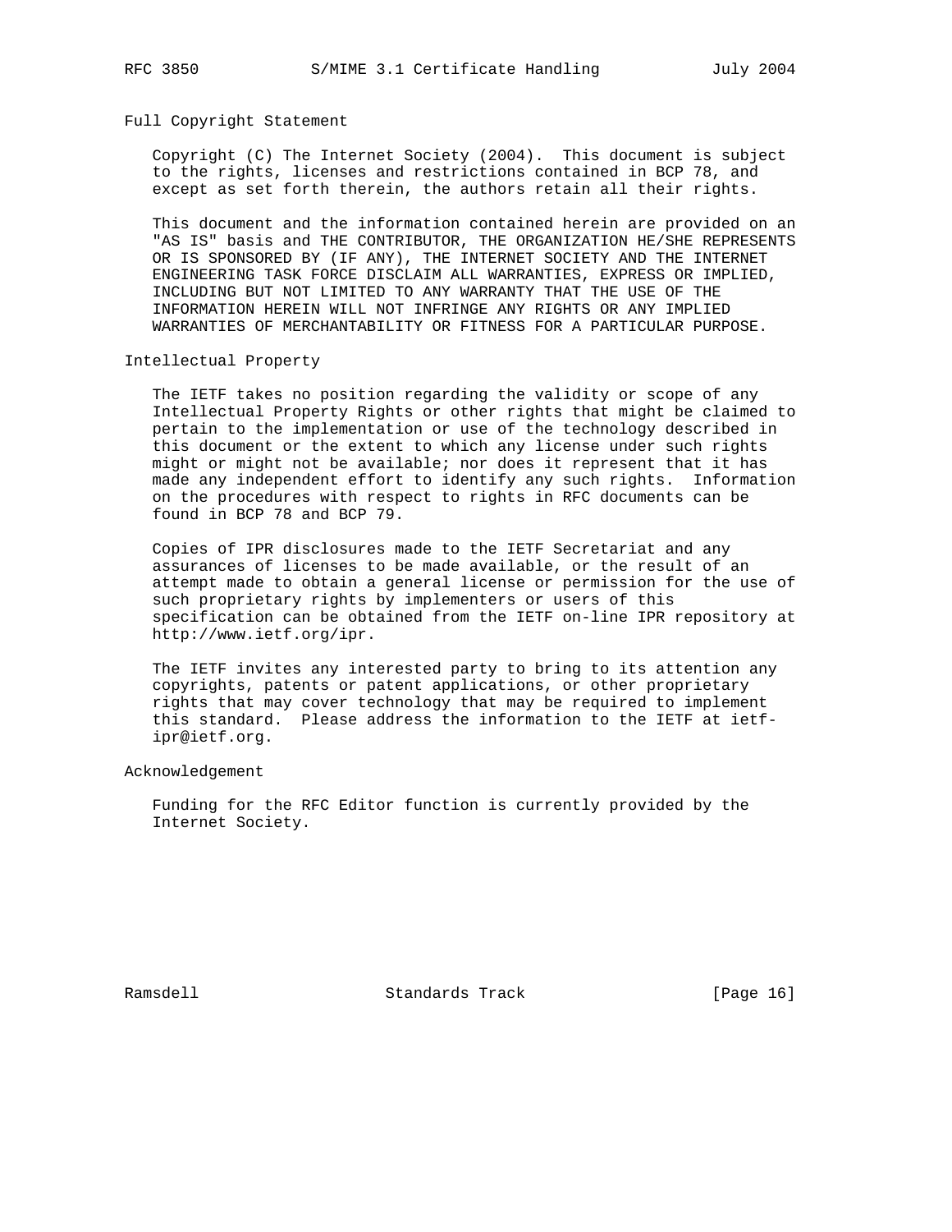## Full Copyright Statement

Copyright (C) The Internet Society (2004). This document is subject to the rights, licenses and restrictions contained in BCP 78, and except as set forth therein, the authors retain all their rights.

This document and the information contained herein are provided on an "AS IS" basis and THE CONTRIBUTOR, THE ORGANIZATION HE/SHE REPRESENTS OR IS SPONSORED BY (IF ANY), THE INTERNET SOCIETY AND THE INTERNET ENGINEERING TASK FORCE DISCLAIM ALL WARRANTIES, EXPRESS OR IMPLIED, INCLUDING BUT NOT LIMITED TO ANY WARRANTY THAT THE USE OF THE INFORMATION HEREIN WILL NOT INFRINGE ANY RIGHTS OR ANY IMPLIED WARRANTIES OF MERCHANTABILITY OR FITNESS FOR A PARTICULAR PURPOSE.

## Intellectual Property

The IETF takes no position regarding the validity or scope of any Intellectual Property Rights or other rights that might be claimed to pertain to the implementation or use of the technology described in this document or the extent to which any license under such rights might or might not be available; nor does it represent that it has made any independent effort to identify any such rights. Information on the procedures with respect to rights in RFC documents can be found in BCP 78 and BCP 79.

Copies of IPR disclosures made to the IETF Secretariat and any assurances of licenses to be made available, or the result of an attempt made to obtain a general license or permission for the use of such proprietary rights by implementers or users of this specification can be obtained from the IETF on-line IPR repository at http://www.ietf.org/ipr.

The IETF invites any interested party to bring to its attention any copyrights, patents or patent applications, or other proprietary rights that may cover technology that may be required to implement this standard. Please address the information to the IETF at ietf-ipr@ietf.org.

## Acknowledgement

Funding for the RFC Editor function is currently provided by the Internet Society.